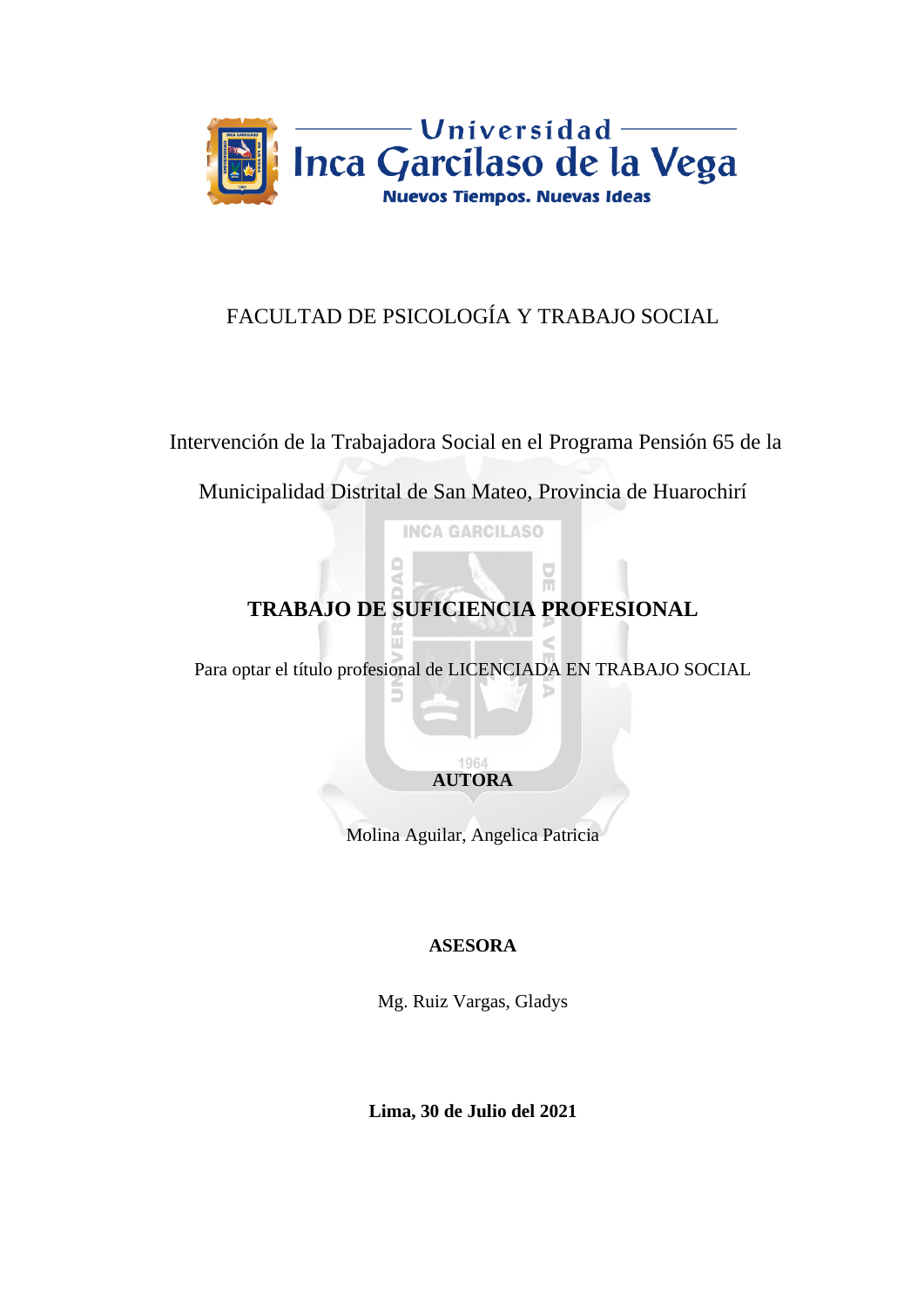Universidad Inca Garcilaso de la Vega

Nuevos Tiempos. Nuevas Ideas

FACULTAD DE PSICOLOGÍA Y TRABAJO SOCIAL

Intervención de la Trabajadora Social en el Programa Pensión 65 de la Municipalidad Distrital de San Mateo, Provincia de Huarochirí

# TRABAJO DE SUFICIENCIA PROFESIONAL

Para optar el título profesional de LICENCIADA EN TRABAJO SOCIAL

**AUTORA**

Molina Aguilar, Angelica Patricia

**ASESORA**

Mg. Ruiz Vargas, Gladys

**Lima, 30 de Julio del 2021**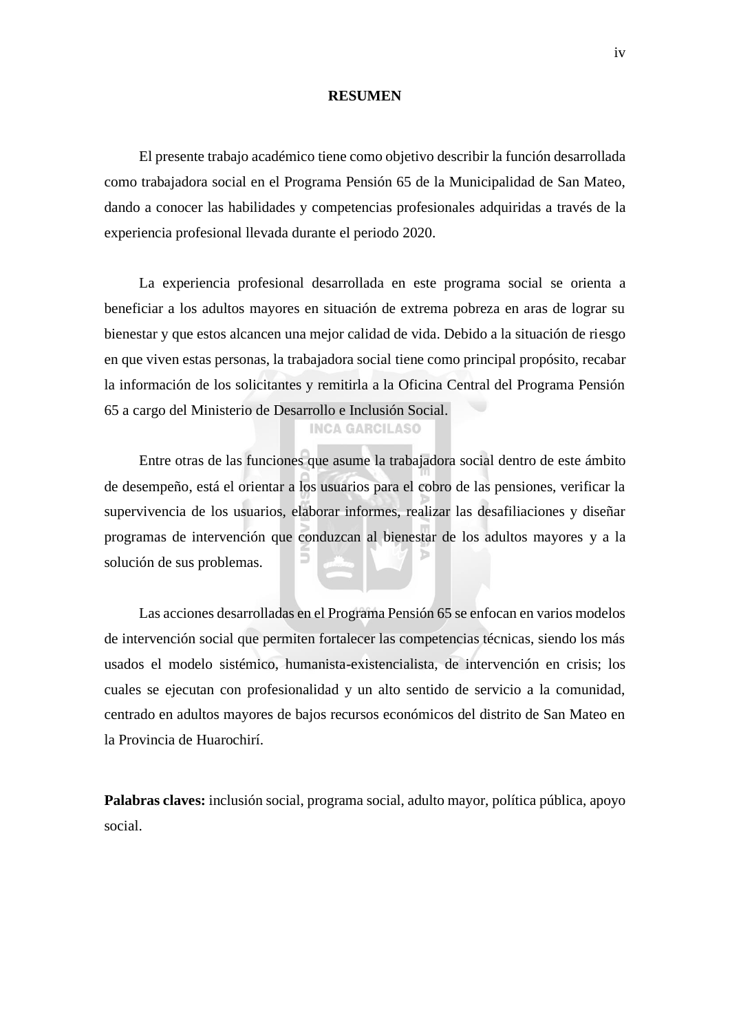# RESUMEN

El presente trabajo académico tiene como objetivo describir la función desarrollada como trabajadora social en el Programa Pensión 65 de la Municipalidad de San Mateo, dando a conocer las habilidades y competencias profesionales adquiridas a través de la experiencia profesional llevada durante el periodo 2020.

La experiencia profesional desarrollada en este programa social se orienta a beneficiar a los adultos mayores en situación de extrema pobreza en aras de lograr su bienestar y que estos alcancen una mejor calidad de vida. Debido a la situación de riesgo en que viven estas personas, la trabajadora social tiene como principal propósito, recabar la información de los solicitantes y remitirla a la Oficina Central del Programa Pensión 65 a cargo del Ministerio de Desarrollo e Inclusión Social.

Entre otras de las funciones que asume la trabajadora social dentro de este ámbito de desempeño, está el orientar a los usuarios para el cobro de las pensiones, verificar la supervivencia de los usuarios, elaborar informes, realizar las desafiliaciones y diseñar programas de intervención que conduzcan al bienestar de los adultos mayores y a la solución de sus problemas.

Las acciones desarrolladas en el Programa Pensión 65 se enfocan en varios modelos de intervención social que permiten fortalecer las competencias técnicas, siendo los más usados el modelo sistémico, humanista-existencialista, de intervención en crisis; los cuales se ejecutan con profesionalidad y un alto sentido de servicio a la comunidad, centrado en adultos mayores de bajos recursos económicos del distrito de San Mateo en la Provincia de Huarochirí.

**Palabras claves:** inclusión social, programa social, adulto mayor, política pública, apoyo social.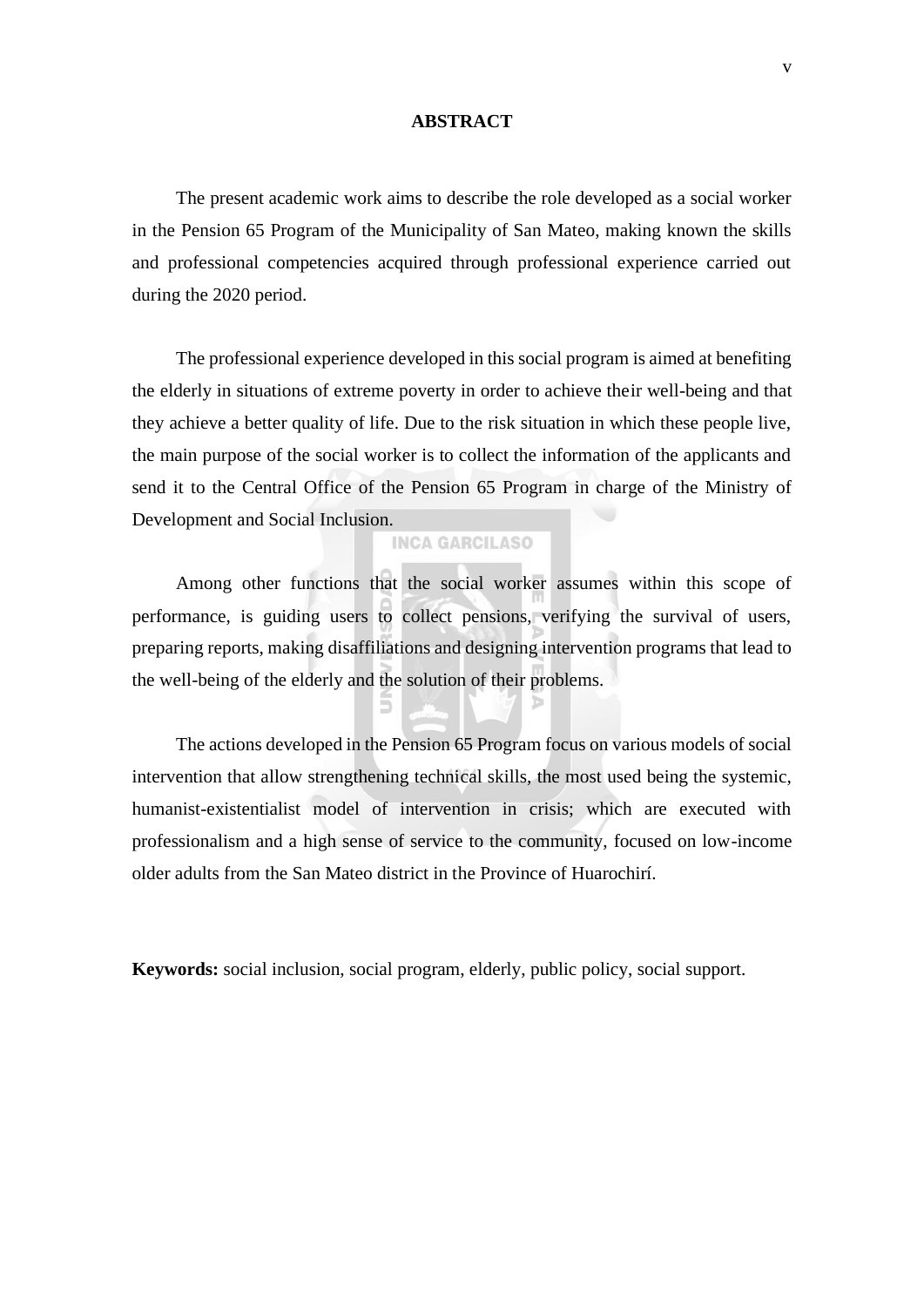# ABSTRACT

The present academic work aims to describe the role developed as a social worker in the Pension 65 Program of the Municipality of San Mateo, making known the skills and professional competencies acquired through professional experience carried out during the 2020 period.

The professional experience developed in this social program is aimed at benefiting the elderly in situations of extreme poverty in order to achieve their well-being and that they achieve a better quality of life. Due to the risk situation in which these people live, the main purpose of the social worker is to collect the information of the applicants and send it to the Central Office of the Pension 65 Program in charge of the Ministry of Development and Social Inclusion.

Among other functions that the social worker assumes within this scope of performance, is guiding users to collect pensions, verifying the survival of users, preparing reports, making disaffiliations and designing intervention programs that lead to the well-being of the elderly and the solution of their problems.

The actions developed in the Pension 65 Program focus on various models of social intervention that allow strengthening technical skills, the most used being the systemic, humanist-existentialist model of intervention in crisis; which are executed with professionalism and a high sense of service to the community, focused on low-income older adults from the San Mateo district in the Province of Huarochirí.

**Keywords:** social inclusion, social program, elderly, public policy, social support.